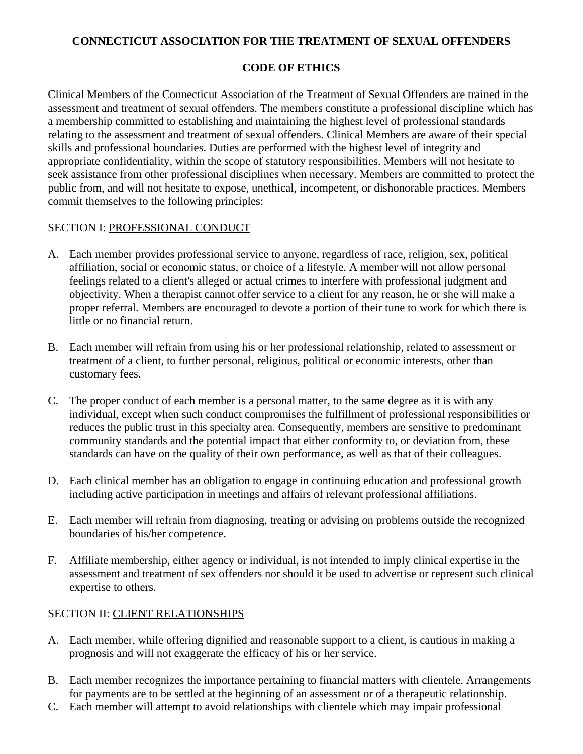# CONNECTICUT ASSOCIATION FOR THE TREATMENT OF SEXUAL OFFENDERS

## CODE OF ETHICS

Clinical Members of the Connecticut Association of the Treatment of Sexual Offenders are trained in the assessment and treatment of sexual offenders. The members constitute a professional discipline which has a membership committed to establishing and maintaining the highest level of professional standards relating to the assessment and treatment of sexual offenders. Clinical Members are aware of their special skills and professional boundaries. Duties are performed with the highest level of integrity and appropriate confidentiality, within the scope of statutory responsibilities. Members will not hesitate to seek assistance from other professional disciplines when necessary. Members are committed to protect the public from, and will not hesitate to expose, unethical, incompetent, or dishonorable practices. Members commit themselves to the following principles:

### SECTION I: PROFESSIONAL CONDUCT

A. Each member provides professional service to anyone, regardless of race, religion, sex, political affiliation, social or economic status, or choice of a lifestyle. A member will not allow personal feelings related to a client's alleged or actual crimes to interfere with professional judgment and objectivity. When a therapist cannot offer service to a client for any reason, he or she will make a proper referral. Members are encouraged to devote a portion of their tune to work for which there is little or no financial return.

B. Each member will refrain from using his or her professional relationship, related to assessment or treatment of a client, to further personal, religious, political or economic interests, other than customary fees.

C. The proper conduct of each member is a personal matter, to the same degree as it is with any individual, except when such conduct compromises the fulfillment of professional responsibilities or reduces the public trust in this specialty area. Consequently, members are sensitive to predominant community standards and the potential impact that either conformity to, or deviation from, these standards can have on the quality of their own performance, as well as that of their colleagues.

D. Each clinical member has an obligation to engage in continuing education and professional growth including active participation in meetings and affairs of relevant professional affiliations.

E. Each member will refrain from diagnosing, treating or advising on problems outside the recognized boundaries of his/her competence.

F. Affiliate membership, either agency or individual, is not intended to imply clinical expertise in the assessment and treatment of sex offenders nor should it be used to advertise or represent such clinical expertise to others.

### SECTION II: CLIENT RELATIONSHIPS

A. Each member, while offering dignified and reasonable support to a client, is cautious in making a prognosis and will not exaggerate the efficacy of his or her service.

B. Each member recognizes the importance pertaining to financial matters with clientele. Arrangements for payments are to be settled at the beginning of an assessment or of a therapeutic relationship.

C. Each member will attempt to avoid relationships with clientele which may impair professional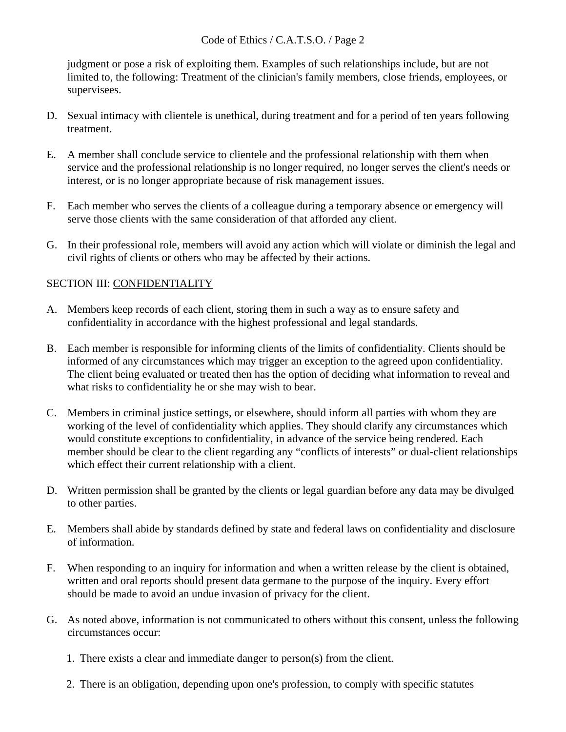judgment or pose a risk of exploiting them. Examples of such relationships include, but are not limited to, the following: Treatment of the clinician's family members, close friends, employees, or supervisees.

D. Sexual intimacy with clientele is unethical, during treatment and for a period of ten years following treatment.

E. A member shall conclude service to clientele and the professional relationship with them when service and the professional relationship is no longer required, no longer serves the client's needs or interest, or is no longer appropriate because of risk management issues.

F. Each member who serves the clients of a colleague during a temporary absence or emergency will serve those clients with the same consideration of that afforded any client.

G. In their professional role, members will avoid any action which will violate or diminish the legal and civil rights of clients or others who may be affected by their actions.

SECTION III: <u>CONFIDENTIALITY</u>

A. Members keep records of each client, storing them in such a way as to ensure safety and confidentiality in accordance with the highest professional and legal standards.

B. Each member is responsible for informing clients of the limits of confidentiality. Clients should be informed of any circumstances which may trigger an exception to the agreed upon confidentiality. The client being evaluated or treated then has the option of deciding what information to reveal and what risks to confidentiality he or she may wish to bear.

C. Members in criminal justice settings, or elsewhere, should inform all parties with whom they are working of the level of confidentiality which applies. They should clarify any circumstances which would constitute exceptions to confidentiality, in advance of the service being rendered. Each member should be clear to the client regarding any "conflicts of interests" or dual-client relationships which effect their current relationship with a client.

D. Written permission shall be granted by the clients or legal guardian before any data may be divulged to other parties.

E. Members shall abide by standards defined by state and federal laws on confidentiality and disclosure of information.

F. When responding to an inquiry for information and when a written release by the client is obtained, written and oral reports should present data germane to the purpose of the inquiry. Every effort should be made to avoid an undue invasion of privacy for the client.

G. As noted above, information is not communicated to others without this consent, unless the following circumstances occur:

   1. There exists a clear and immediate danger to person(s) from the client.

   2. There is an obligation, depending upon one's profession, to comply with specific statutes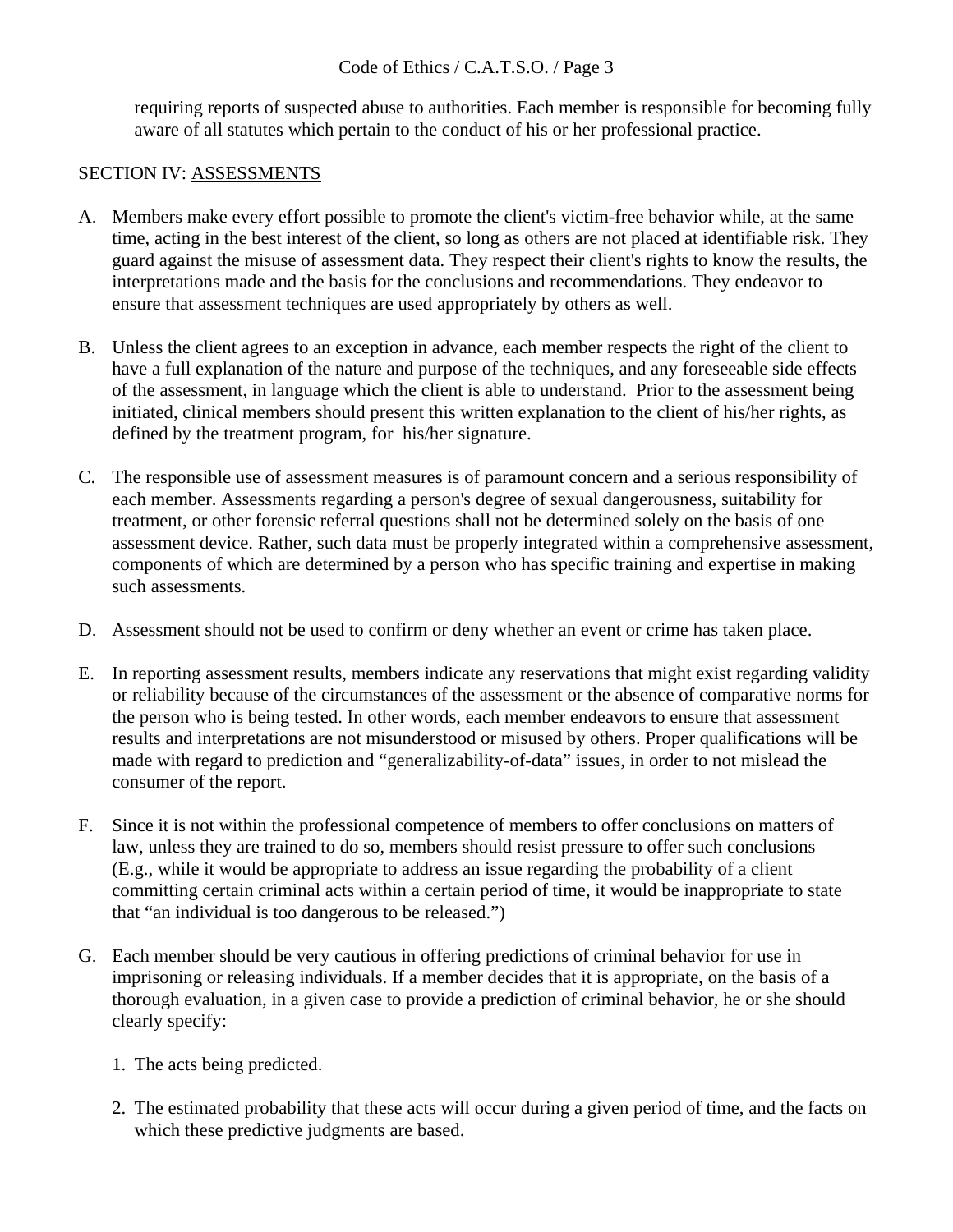requiring reports of suspected abuse to authorities. Each member is responsible for becoming fully aware of all statutes which pertain to the conduct of his or her professional practice.

## SECTION IV: ASSESSMENTS

A. Members make every effort possible to promote the client's victim-free behavior while, at the same time, acting in the best interest of the client, so long as others are not placed at identifiable risk. They guard against the misuse of assessment data. They respect their client's rights to know the results, the interpretations made and the basis for the conclusions and recommendations. They endeavor to ensure that assessment techniques are used appropriately by others as well.

B. Unless the client agrees to an exception in advance, each member respects the right of the client to have a full explanation of the nature and purpose of the techniques, and any foreseeable side effects of the assessment, in language which the client is able to understand. Prior to the assessment being initiated, clinical members should present this written explanation to the client of his/her rights, as defined by the treatment program, for his/her signature.

C. The responsible use of assessment measures is of paramount concern and a serious responsibility of each member. Assessments regarding a person's degree of sexual dangerousness, suitability for treatment, or other forensic referral questions shall not be determined solely on the basis of one assessment device. Rather, such data must be properly integrated within a comprehensive assessment, components of which are determined by a person who has specific training and expertise in making such assessments.

D. Assessment should not be used to confirm or deny whether an event or crime has taken place.

E. In reporting assessment results, members indicate any reservations that might exist regarding validity or reliability because of the circumstances of the assessment or the absence of comparative norms for the person who is being tested. In other words, each member endeavors to ensure that assessment results and interpretations are not misunderstood or misused by others. Proper qualifications will be made with regard to prediction and "generalizability-of-data" issues, in order to not mislead the consumer of the report.

F. Since it is not within the professional competence of members to offer conclusions on matters of law, unless they are trained to do so, members should resist pressure to offer such conclusions (E.g., while it would be appropriate to address an issue regarding the probability of a client committing certain criminal acts within a certain period of time, it would be inappropriate to state that "an individual is too dangerous to be released.")

G. Each member should be very cautious in offering predictions of criminal behavior for use in imprisoning or releasing individuals. If a member decides that it is appropriate, on the basis of a thorough evaluation, in a given case to provide a prediction of criminal behavior, he or she should clearly specify:

   1. The acts being predicted.

   2. The estimated probability that these acts will occur during a given period of time, and the facts on which these predictive judgments are based.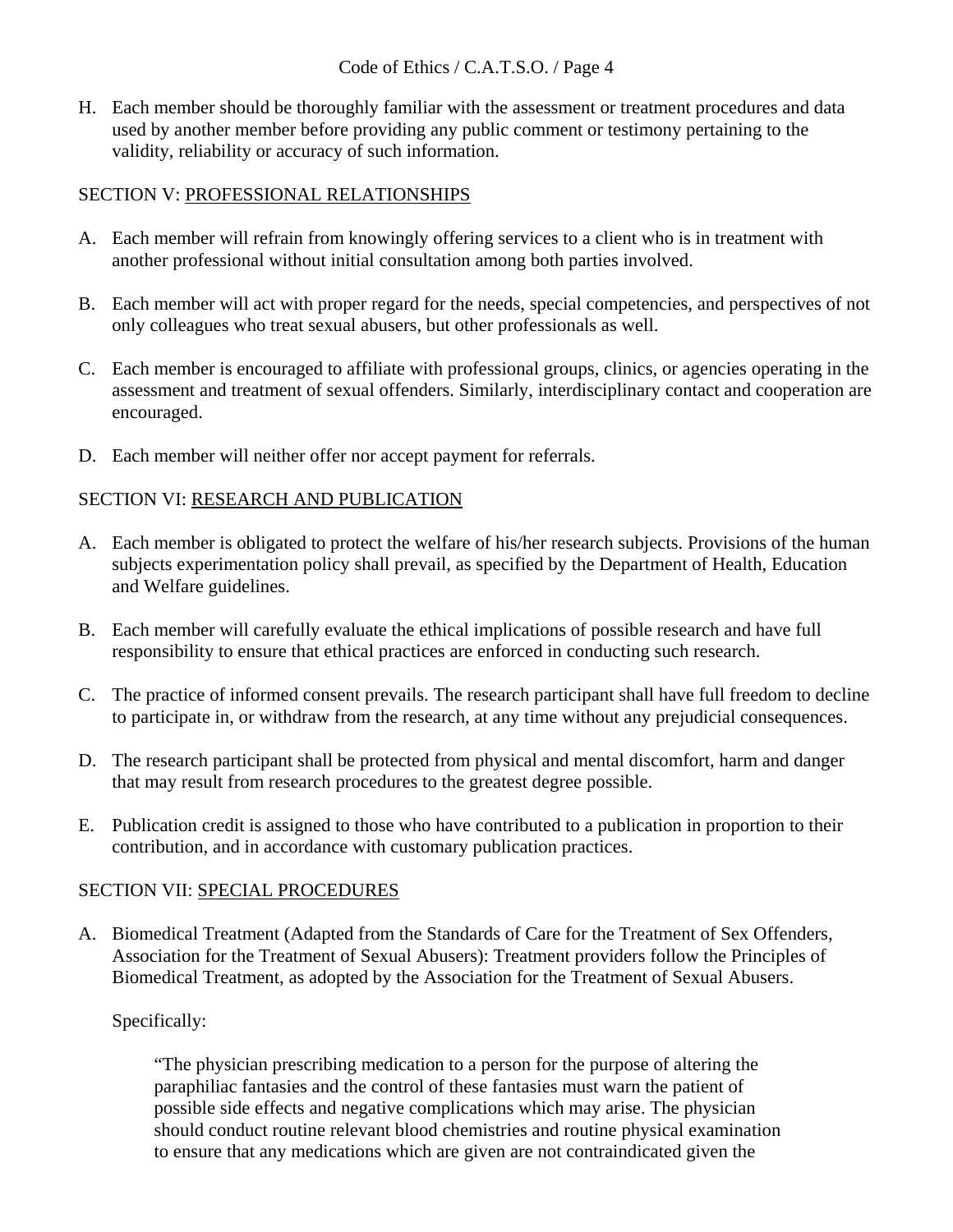H. Each member should be thoroughly familiar with the assessment or treatment procedures and data used by another member before providing any public comment or testimony pertaining to the validity, reliability or accuracy of such information.

## SECTION V: PROFESSIONAL RELATIONSHIPS

A. Each member will refrain from knowingly offering services to a client who is in treatment with another professional without initial consultation among both parties involved.

B. Each member will act with proper regard for the needs, special competencies, and perspectives of not only colleagues who treat sexual abusers, but other professionals as well.

C. Each member is encouraged to affiliate with professional groups, clinics, or agencies operating in the assessment and treatment of sexual offenders. Similarly, interdisciplinary contact and cooperation are encouraged.

D. Each member will neither offer nor accept payment for referrals.

## SECTION VI: RESEARCH AND PUBLICATION

A. Each member is obligated to protect the welfare of his/her research subjects. Provisions of the human subjects experimentation policy shall prevail, as specified by the Department of Health, Education and Welfare guidelines.

B. Each member will carefully evaluate the ethical implications of possible research and have full responsibility to ensure that ethical practices are enforced in conducting such research.

C. The practice of informed consent prevails. The research participant shall have full freedom to decline to participate in, or withdraw from the research, at any time without any prejudicial consequences.

D. The research participant shall be protected from physical and mental discomfort, harm and danger that may result from research procedures to the greatest degree possible.

E. Publication credit is assigned to those who have contributed to a publication in proportion to their contribution, and in accordance with customary publication practices.

## SECTION VII: SPECIAL PROCEDURES

A. Biomedical Treatment (Adapted from the Standards of Care for the Treatment of Sex Offenders, Association for the Treatment of Sexual Abusers): Treatment providers follow the Principles of Biomedical Treatment, as adopted by the Association for the Treatment of Sexual Abusers.

   Specifically:

   > "The physician prescribing medication to a person for the purpose of altering the paraphiliac fantasies and the control of these fantasies must warn the patient of possible side effects and negative complications which may arise. The physician should conduct routine relevant blood chemistries and routine physical examination to ensure that any medications which are given are not contraindicated given the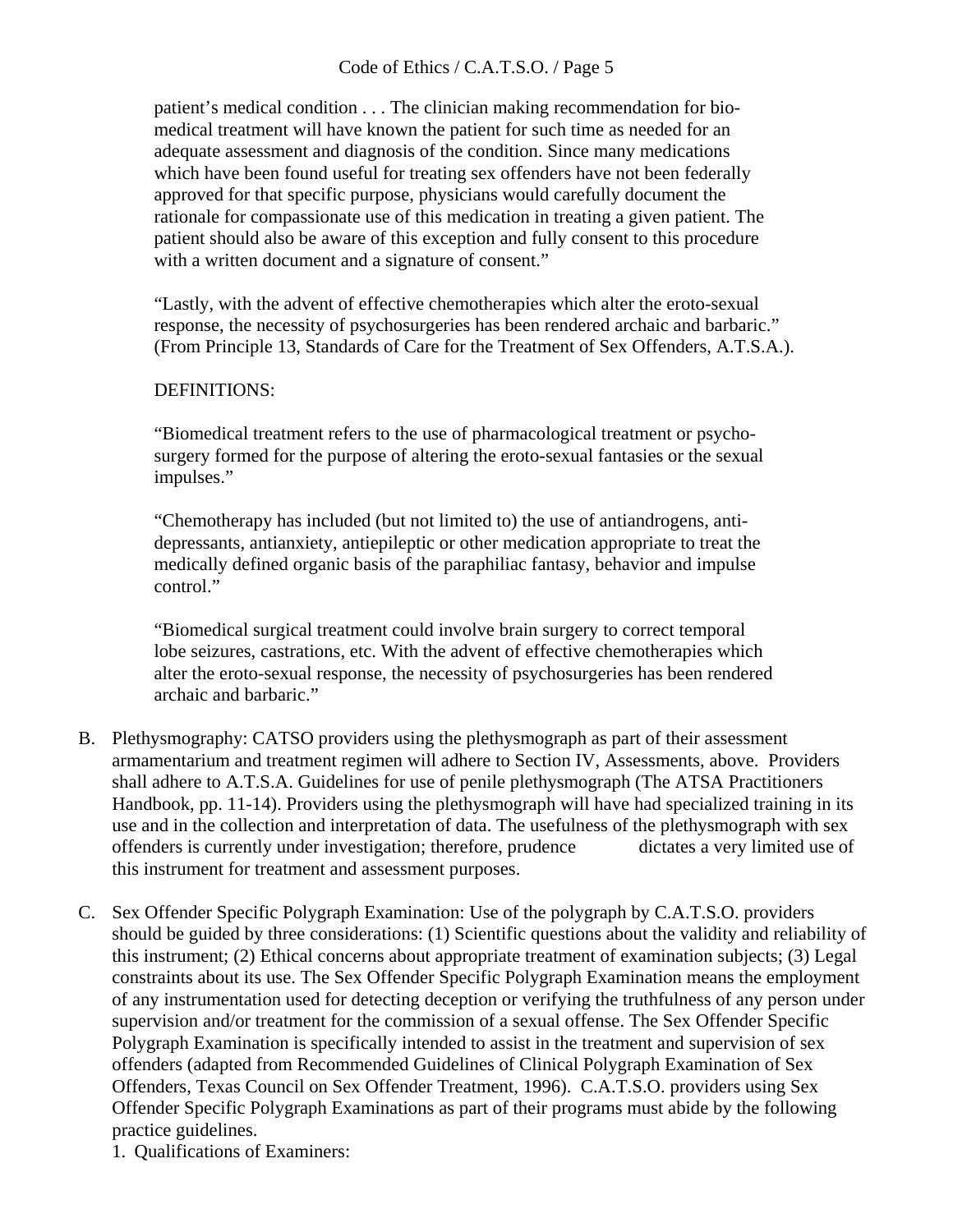patient's medical condition . . . The clinician making recommendation for bio-medical treatment will have known the patient for such time as needed for an adequate assessment and diagnosis of the condition. Since many medications which have been found useful for treating sex offenders have not been federally approved for that specific purpose, physicians would carefully document the rationale for compassionate use of this medication in treating a given patient. The patient should also be aware of this exception and fully consent to this procedure with a written document and a signature of consent."

"Lastly, with the advent of effective chemotherapies which alter the eroto-sexual response, the necessity of psychosurgeries has been rendered archaic and barbaric." (From Principle 13, Standards of Care for the Treatment of Sex Offenders, A.T.S.A.).

DEFINITIONS:

"Biomedical treatment refers to the use of pharmacological treatment or psycho-surgery formed for the purpose of altering the eroto-sexual fantasies or the sexual impulses."

"Chemotherapy has included (but not limited to) the use of antiandrogens, anti-depressants, antianxiety, antiepileptic or other medication appropriate to treat the medically defined organic basis of the paraphiliac fantasy, behavior and impulse control."

"Biomedical surgical treatment could involve brain surgery to correct temporal lobe seizures, castrations, etc. With the advent of effective chemotherapies which alter the eroto-sexual response, the necessity of psychosurgeries has been rendered archaic and barbaric."

B. Plethysmography: CATSO providers using the plethysmograph as part of their assessment armamentarium and treatment regimen will adhere to Section IV, Assessments, above. Providers shall adhere to A.T.S.A. Guidelines for use of penile plethysmograph (The ATSA Practitioners Handbook, pp. 11-14). Providers using the plethysmograph will have had specialized training in its use and in the collection and interpretation of data. The usefulness of the plethysmograph with sex offenders is currently under investigation; therefore, prudence dictates a very limited use of this instrument for treatment and assessment purposes.

C. Sex Offender Specific Polygraph Examination: Use of the polygraph by C.A.T.S.O. providers should be guided by three considerations: (1) Scientific questions about the validity and reliability of this instrument; (2) Ethical concerns about appropriate treatment of examination subjects; (3) Legal constraints about its use. The Sex Offender Specific Polygraph Examination means the employment of any instrumentation used for detecting deception or verifying the truthfulness of any person under supervision and/or treatment for the commission of a sexual offense. The Sex Offender Specific Polygraph Examination is specifically intended to assist in the treatment and supervision of sex offenders (adapted from Recommended Guidelines of Clinical Polygraph Examination of Sex Offenders, Texas Council on Sex Offender Treatment, 1996). C.A.T.S.O. providers using Sex Offender Specific Polygraph Examinations as part of their programs must abide by the following practice guidelines.

1. Qualifications of Examiners: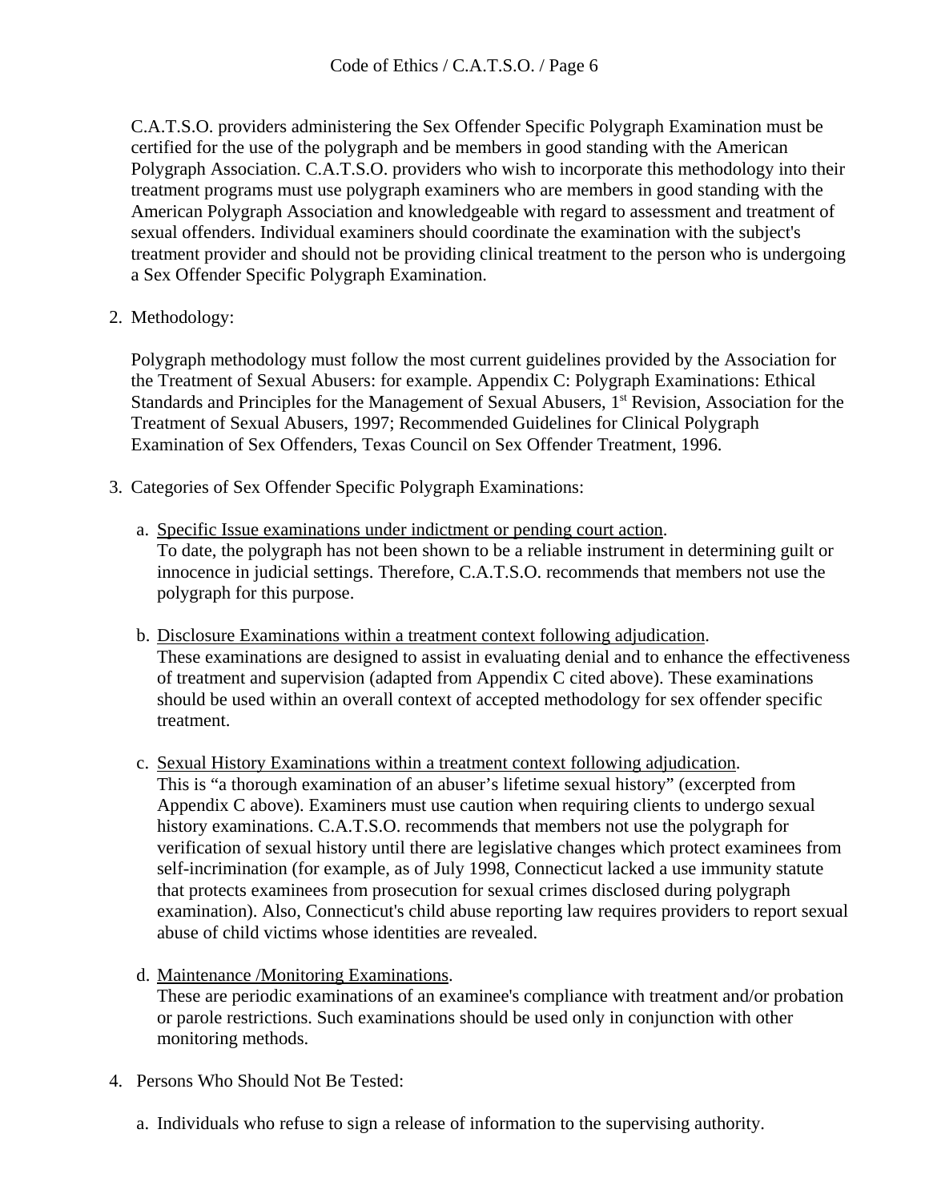C.A.T.S.O. providers administering the Sex Offender Specific Polygraph Examination must be certified for the use of the polygraph and be members in good standing with the American Polygraph Association. C.A.T.S.O. providers who wish to incorporate this methodology into their treatment programs must use polygraph examiners who are members in good standing with the American Polygraph Association and knowledgeable with regard to assessment and treatment of sexual offenders. Individual examiners should coordinate the examination with the subject's treatment provider and should not be providing clinical treatment to the person who is undergoing a Sex Offender Specific Polygraph Examination.

2. Methodology:

   Polygraph methodology must follow the most current guidelines provided by the Association for the Treatment of Sexual Abusers: for example. Appendix C: Polygraph Examinations: Ethical Standards and Principles for the Management of Sexual Abusers, 1st Revision, Association for the Treatment of Sexual Abusers, 1997; Recommended Guidelines for Clinical Polygraph Examination of Sex Offenders, Texas Council on Sex Offender Treatment, 1996.

3. Categories of Sex Offender Specific Polygraph Examinations:

   a. <u>Specific Issue examinations under indictment or pending court action</u>.
   To date, the polygraph has not been shown to be a reliable instrument in determining guilt or innocence in judicial settings. Therefore, C.A.T.S.O. recommends that members not use the polygraph for this purpose.

   b. <u>Disclosure Examinations within a treatment context following adjudication</u>.
   These examinations are designed to assist in evaluating denial and to enhance the effectiveness of treatment and supervision (adapted from Appendix C cited above). These examinations should be used within an overall context of accepted methodology for sex offender specific treatment.

   c. <u>Sexual History Examinations within a treatment context following adjudication</u>.
   This is "a thorough examination of an abuser's lifetime sexual history" (excerpted from Appendix C above). Examiners must use caution when requiring clients to undergo sexual history examinations. C.A.T.S.O. recommends that members not use the polygraph for verification of sexual history until there are legislative changes which protect examinees from self-incrimination (for example, as of July 1998, Connecticut lacked a use immunity statute that protects examinees from prosecution for sexual crimes disclosed during polygraph examination). Also, Connecticut's child abuse reporting law requires providers to report sexual abuse of child victims whose identities are revealed.

   d. <u>Maintenance /Monitoring Examinations</u>.
   These are periodic examinations of an examinee's compliance with treatment and/or probation or parole restrictions. Such examinations should be used only in conjunction with other monitoring methods.

4. Persons Who Should Not Be Tested:

   a. Individuals who refuse to sign a release of information to the supervising authority.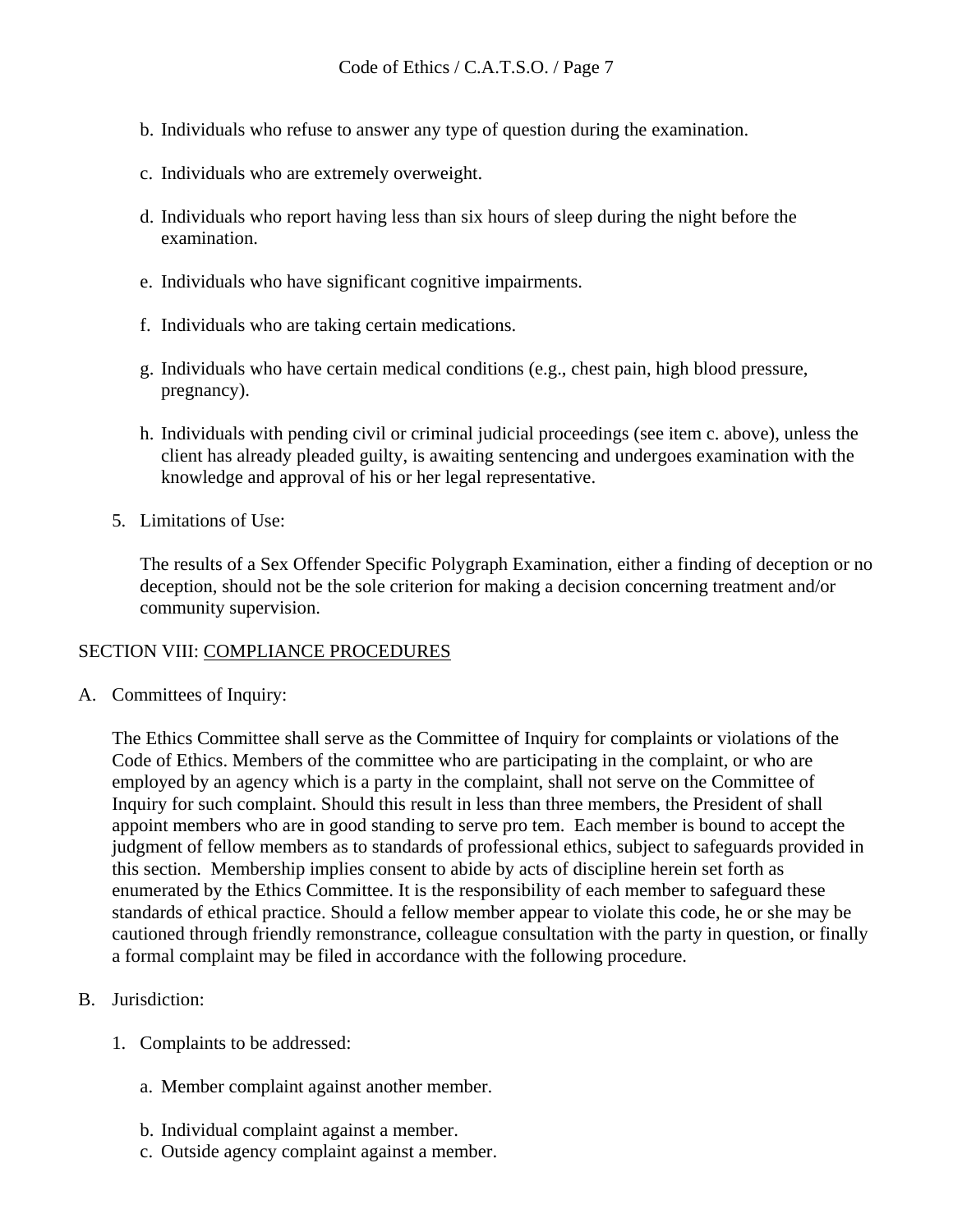b. Individuals who refuse to answer any type of question during the examination.

c. Individuals who are extremely overweight.

d. Individuals who report having less than six hours of sleep during the night before the examination.

e. Individuals who have significant cognitive impairments.

f. Individuals who are taking certain medications.

g. Individuals who have certain medical conditions (e.g., chest pain, high blood pressure, pregnancy).

h. Individuals with pending civil or criminal judicial proceedings (see item c. above), unless the client has already pleaded guilty, is awaiting sentencing and undergoes examination with the knowledge and approval of his or her legal representative.

5. Limitations of Use:

   The results of a Sex Offender Specific Polygraph Examination, either a finding of deception or no deception, should not be the sole criterion for making a decision concerning treatment and/or community supervision.

## SECTION VIII: <u>COMPLIANCE PROCEDURES</u>

A. Committees of Inquiry:

   The Ethics Committee shall serve as the Committee of Inquiry for complaints or violations of the Code of Ethics. Members of the committee who are participating in the complaint, or who are employed by an agency which is a party in the complaint, shall not serve on the Committee of Inquiry for such complaint. Should this result in less than three members, the President of shall appoint members who are in good standing to serve pro tem. Each member is bound to accept the judgment of fellow members as to standards of professional ethics, subject to safeguards provided in this section. Membership implies consent to abide by acts of discipline herein set forth as enumerated by the Ethics Committee. It is the responsibility of each member to safeguard these standards of ethical practice. Should a fellow member appear to violate this code, he or she may be cautioned through friendly remonstrance, colleague consultation with the party in question, or finally a formal complaint may be filed in accordance with the following procedure.

B. Jurisdiction:

   1. Complaints to be addressed:

      a. Member complaint against another member.

      b. Individual complaint against a member.

      c. Outside agency complaint against a member.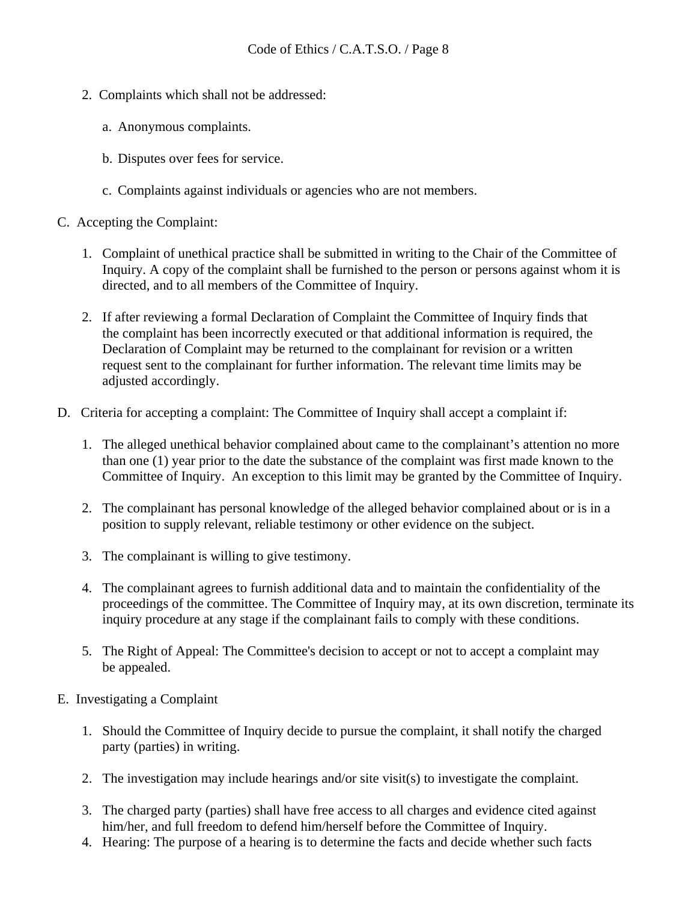2. Complaints which shall not be addressed:

    a. Anonymous complaints.

    b. Disputes over fees for service.

    c. Complaints against individuals or agencies who are not members.

C. Accepting the Complaint:

1. Complaint of unethical practice shall be submitted in writing to the Chair of the Committee of Inquiry. A copy of the complaint shall be furnished to the person or persons against whom it is directed, and to all members of the Committee of Inquiry.

2. If after reviewing a formal Declaration of Complaint the Committee of Inquiry finds that the complaint has been incorrectly executed or that additional information is required, the Declaration of Complaint may be returned to the complainant for revision or a written request sent to the complainant for further information. The relevant time limits may be adjusted accordingly.

D. Criteria for accepting a complaint: The Committee of Inquiry shall accept a complaint if:

1. The alleged unethical behavior complained about came to the complainant's attention no more than one (1) year prior to the date the substance of the complaint was first made known to the Committee of Inquiry. An exception to this limit may be granted by the Committee of Inquiry.

2. The complainant has personal knowledge of the alleged behavior complained about or is in a position to supply relevant, reliable testimony or other evidence on the subject.

3. The complainant is willing to give testimony.

4. The complainant agrees to furnish additional data and to maintain the confidentiality of the proceedings of the committee. The Committee of Inquiry may, at its own discretion, terminate its inquiry procedure at any stage if the complainant fails to comply with these conditions.

5. The Right of Appeal: The Committee's decision to accept or not to accept a complaint may be appealed.

E. Investigating a Complaint

1. Should the Committee of Inquiry decide to pursue the complaint, it shall notify the charged party (parties) in writing.

2. The investigation may include hearings and/or site visit(s) to investigate the complaint.

3. The charged party (parties) shall have free access to all charges and evidence cited against him/her, and full freedom to defend him/herself before the Committee of Inquiry.

4. Hearing: The purpose of a hearing is to determine the facts and decide whether such facts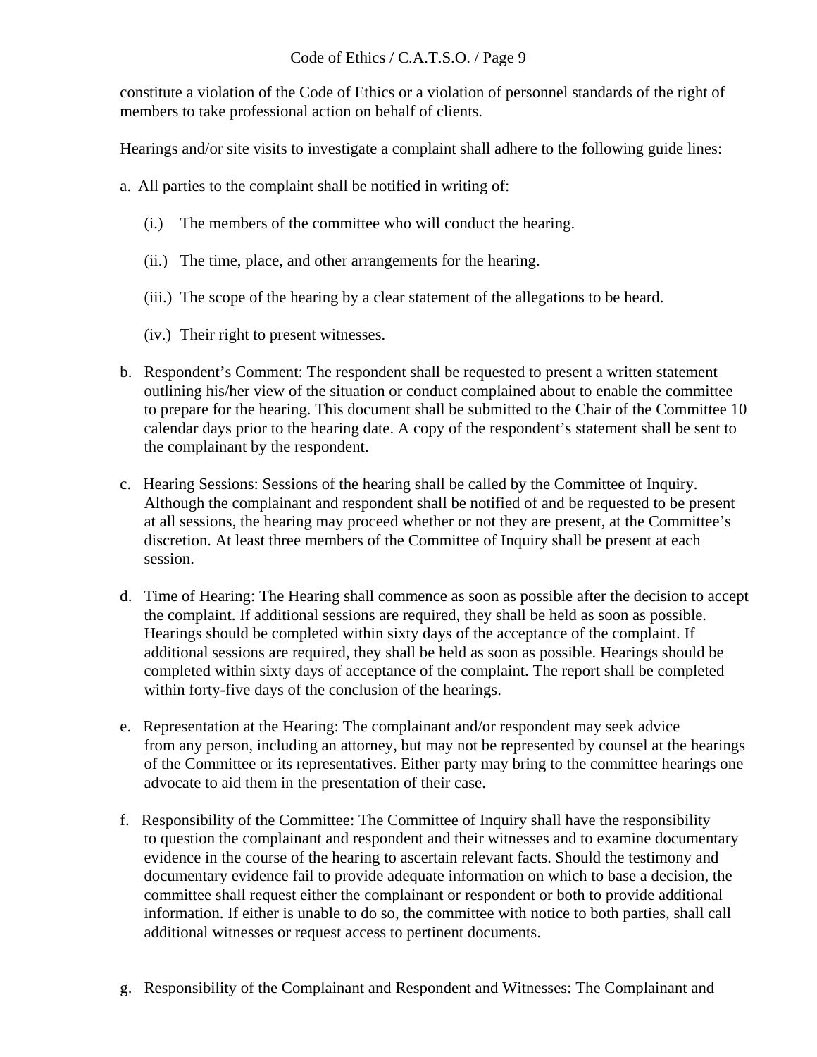constitute a violation of the Code of Ethics or a violation of personnel standards of the right of members to take professional action on behalf of clients.

Hearings and/or site visits to investigate a complaint shall adhere to the following guide lines:

a. All parties to the complaint shall be notified in writing of:

   (i.) The members of the committee who will conduct the hearing.

   (ii.) The time, place, and other arrangements for the hearing.

   (iii.) The scope of the hearing by a clear statement of the allegations to be heard.

   (iv.) Their right to present witnesses.

b. Respondent's Comment: The respondent shall be requested to present a written statement outlining his/her view of the situation or conduct complained about to enable the committee to prepare for the hearing. This document shall be submitted to the Chair of the Committee 10 calendar days prior to the hearing date. A copy of the respondent's statement shall be sent to the complainant by the respondent.

c. Hearing Sessions: Sessions of the hearing shall be called by the Committee of Inquiry. Although the complainant and respondent shall be notified of and be requested to be present at all sessions, the hearing may proceed whether or not they are present, at the Committee's discretion. At least three members of the Committee of Inquiry shall be present at each session.

d. Time of Hearing: The Hearing shall commence as soon as possible after the decision to accept the complaint. If additional sessions are required, they shall be held as soon as possible. Hearings should be completed within sixty days of the acceptance of the complaint. If additional sessions are required, they shall be held as soon as possible. Hearings should be completed within sixty days of acceptance of the complaint. The report shall be completed within forty-five days of the conclusion of the hearings.

e. Representation at the Hearing: The complainant and/or respondent may seek advice from any person, including an attorney, but may not be represented by counsel at the hearings of the Committee or its representatives. Either party may bring to the committee hearings one advocate to aid them in the presentation of their case.

f. Responsibility of the Committee: The Committee of Inquiry shall have the responsibility to question the complainant and respondent and their witnesses and to examine documentary evidence in the course of the hearing to ascertain relevant facts. Should the testimony and documentary evidence fail to provide adequate information on which to base a decision, the committee shall request either the complainant or respondent or both to provide additional information. If either is unable to do so, the committee with notice to both parties, shall call additional witnesses or request access to pertinent documents.

g. Responsibility of the Complainant and Respondent and Witnesses: The Complainant and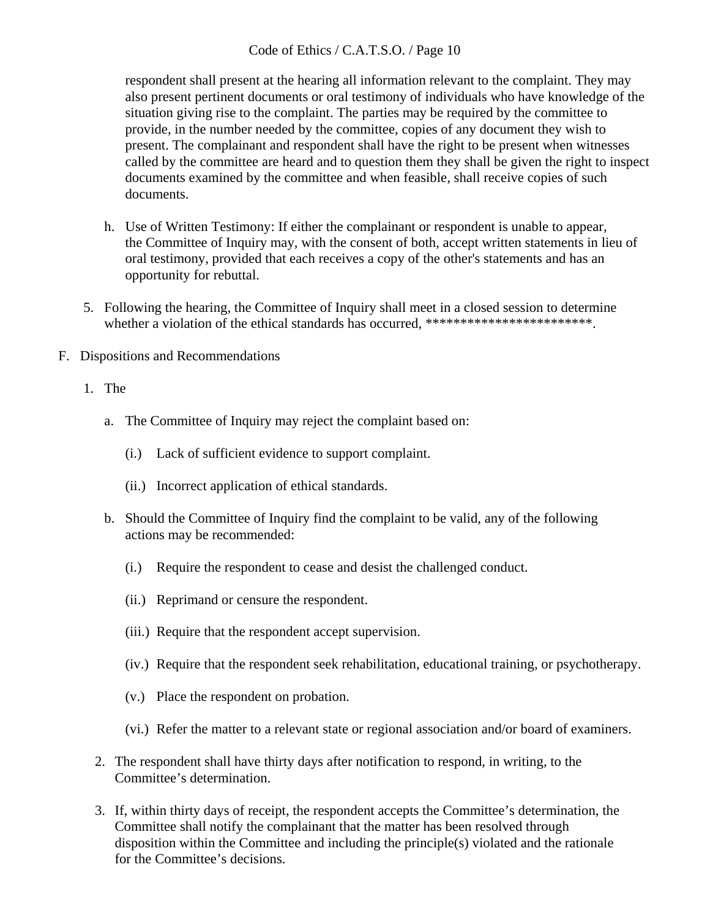respondent shall present at the hearing all information relevant to the complaint. They may also present pertinent documents or oral testimony of individuals who have knowledge of the situation giving rise to the complaint. The parties may be required by the committee to provide, in the number needed by the committee, copies of any document they wish to present. The complainant and respondent shall have the right to be present when witnesses called by the committee are heard and to question them they shall be given the right to inspect documents examined by the committee and when feasible, shall receive copies of such documents.

h. Use of Written Testimony: If either the complainant or respondent is unable to appear, the Committee of Inquiry may, with the consent of both, accept written statements in lieu of oral testimony, provided that each receives a copy of the other's statements and has an opportunity for rebuttal.

5. Following the hearing, the Committee of Inquiry shall meet in a closed session to determine whether a violation of the ethical standards has occurred, ************************.

F. Dispositions and Recommendations

1. The

   a. The Committee of Inquiry may reject the complaint based on:

      (i.) Lack of sufficient evidence to support complaint.

      (ii.) Incorrect application of ethical standards.

   b. Should the Committee of Inquiry find the complaint to be valid, any of the following actions may be recommended:

      (i.) Require the respondent to cease and desist the challenged conduct.

      (ii.) Reprimand or censure the respondent.

      (iii.) Require that the respondent accept supervision.

      (iv.) Require that the respondent seek rehabilitation, educational training, or psychotherapy.

      (v.) Place the respondent on probation.

      (vi.) Refer the matter to a relevant state or regional association and/or board of examiners.

2. The respondent shall have thirty days after notification to respond, in writing, to the Committee's determination.

3. If, within thirty days of receipt, the respondent accepts the Committee's determination, the Committee shall notify the complainant that the matter has been resolved through disposition within the Committee and including the principle(s) violated and the rationale for the Committee's decisions.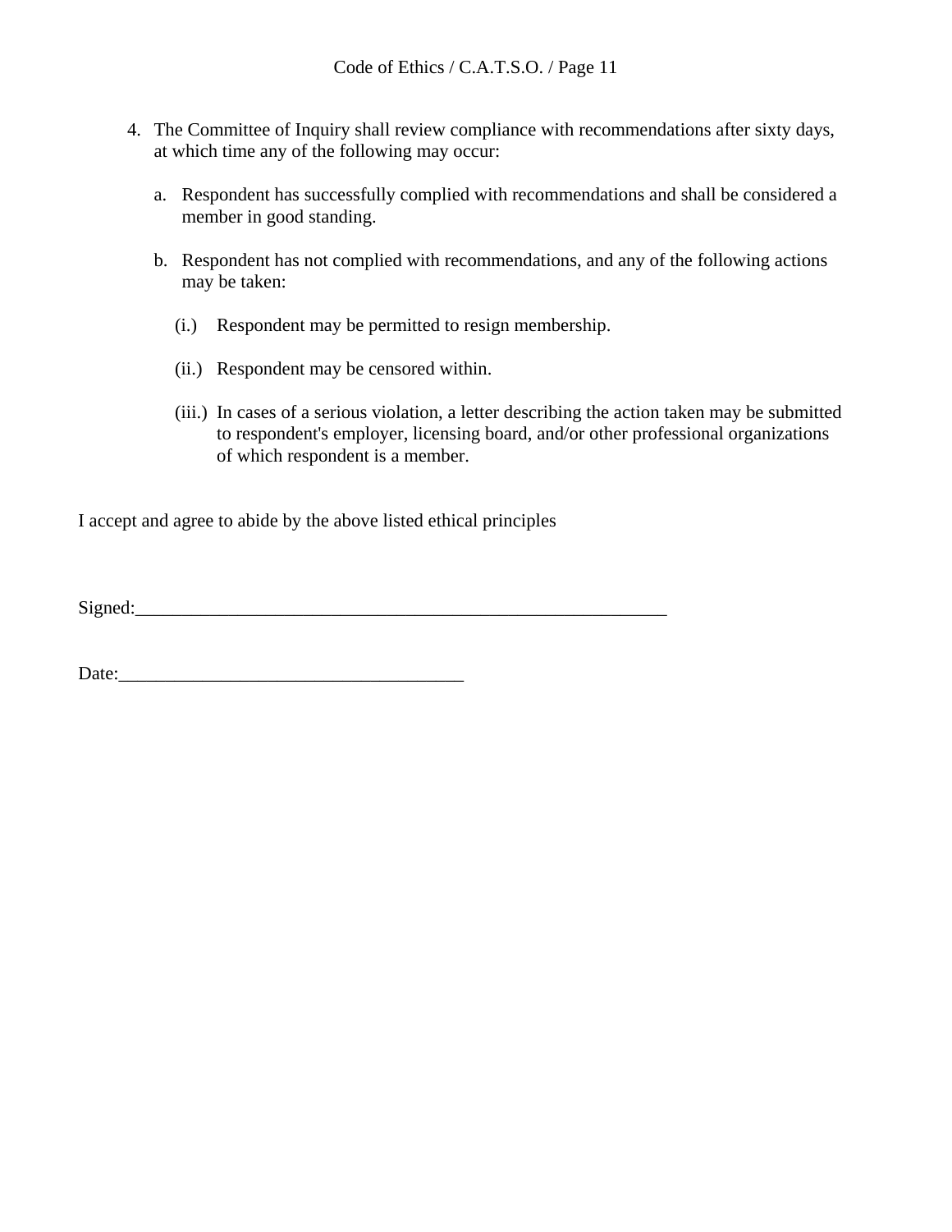4. The Committee of Inquiry shall review compliance with recommendations after sixty days, at which time any of the following may occur:

   a. Respondent has successfully complied with recommendations and shall be considered a member in good standing.

   b. Respondent has not complied with recommendations, and any of the following actions may be taken:

      (i.) Respondent may be permitted to resign membership.

      (ii.) Respondent may be censored within.

      (iii.) In cases of a serious violation, a letter describing the action taken may be submitted to respondent's employer, licensing board, and/or other professional organizations of which respondent is a member.

I accept and agree to abide by the above listed ethical principles

Signed:___________________________________________________________

Date:_____________________________________